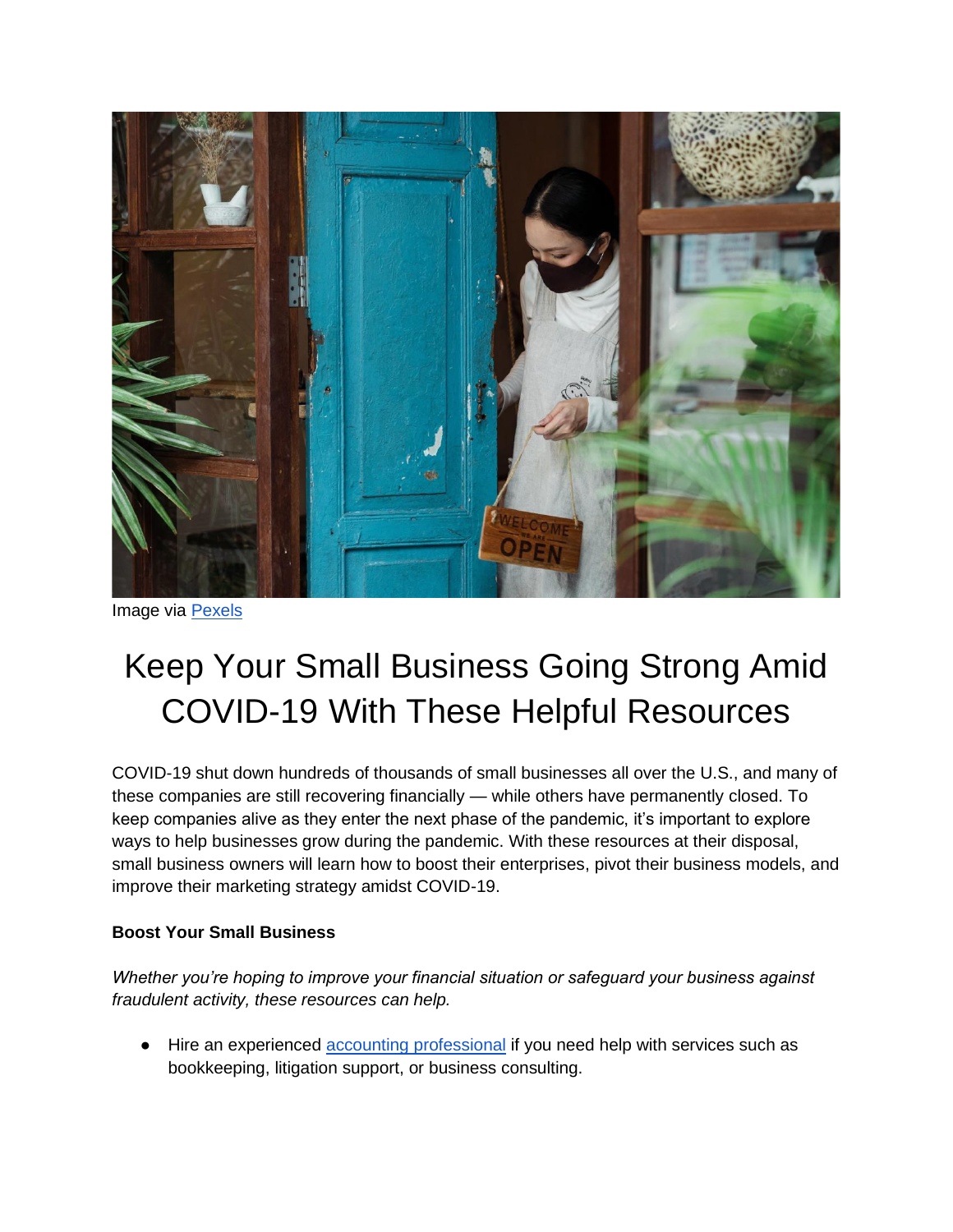Image via [Pexels](#)

# Keep Your Small Business Going Strong Amid COVID-19 With These Helpful Resources

COVID-19 shut down hundreds of thousands of small businesses all over the U.S., and many of these companies are still recovering financially — while others have permanently closed. To keep companies alive as they enter the next phase of the pandemic, it's important to explore ways to help businesses grow during the pandemic. With these resources at their disposal, small business owners will learn how to boost their enterprises, pivot their business models, and improve their marketing strategy amidst COVID-19.

**Boost Your Small Business**

*Whether you're hoping to improve your financial situation or safeguard your business against fraudulent activity, these resources can help.*

- Hire an experienced [accounting professional](#) if you need help with services such as bookkeeping, litigation support, or business consulting.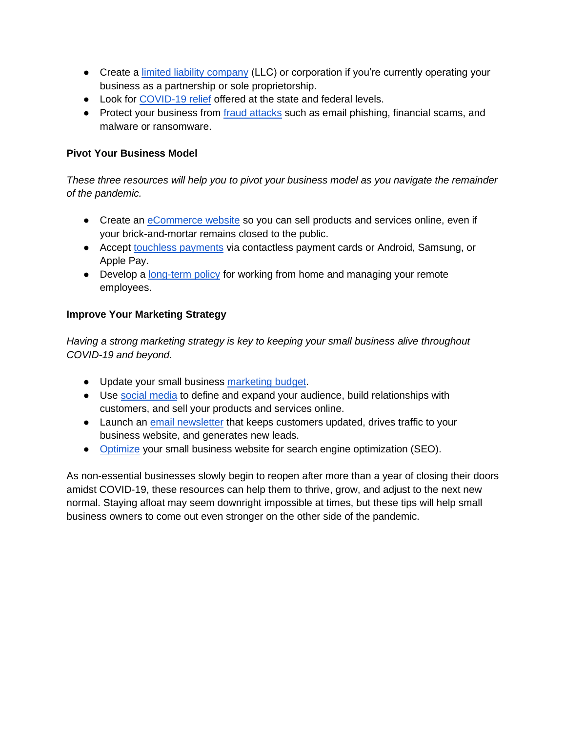- Create a limited liability company (LLC) or corporation if you're currently operating your business as a partnership or sole proprietorship.
- Look for COVID-19 relief offered at the state and federal levels.
- Protect your business from fraud attacks such as email phishing, financial scams, and malware or ransomware.

**Pivot Your Business Model**

*These three resources will help you to pivot your business model as you navigate the remainder of the pandemic.*

- Create an eCommerce website so you can sell products and services online, even if your brick-and-mortar remains closed to the public.
- Accept touchless payments via contactless payment cards or Android, Samsung, or Apple Pay.
- Develop a long-term policy for working from home and managing your remote employees.

**Improve Your Marketing Strategy**

*Having a strong marketing strategy is key to keeping your small business alive throughout COVID-19 and beyond.*

- Update your small business marketing budget.
- Use social media to define and expand your audience, build relationships with customers, and sell your products and services online.
- Launch an email newsletter that keeps customers updated, drives traffic to your business website, and generates new leads.
- Optimize your small business website for search engine optimization (SEO).

As non-essential businesses slowly begin to reopen after more than a year of closing their doors amidst COVID-19, these resources can help them to thrive, grow, and adjust to the next new normal. Staying afloat may seem downright impossible at times, but these tips will help small business owners to come out even stronger on the other side of the pandemic.